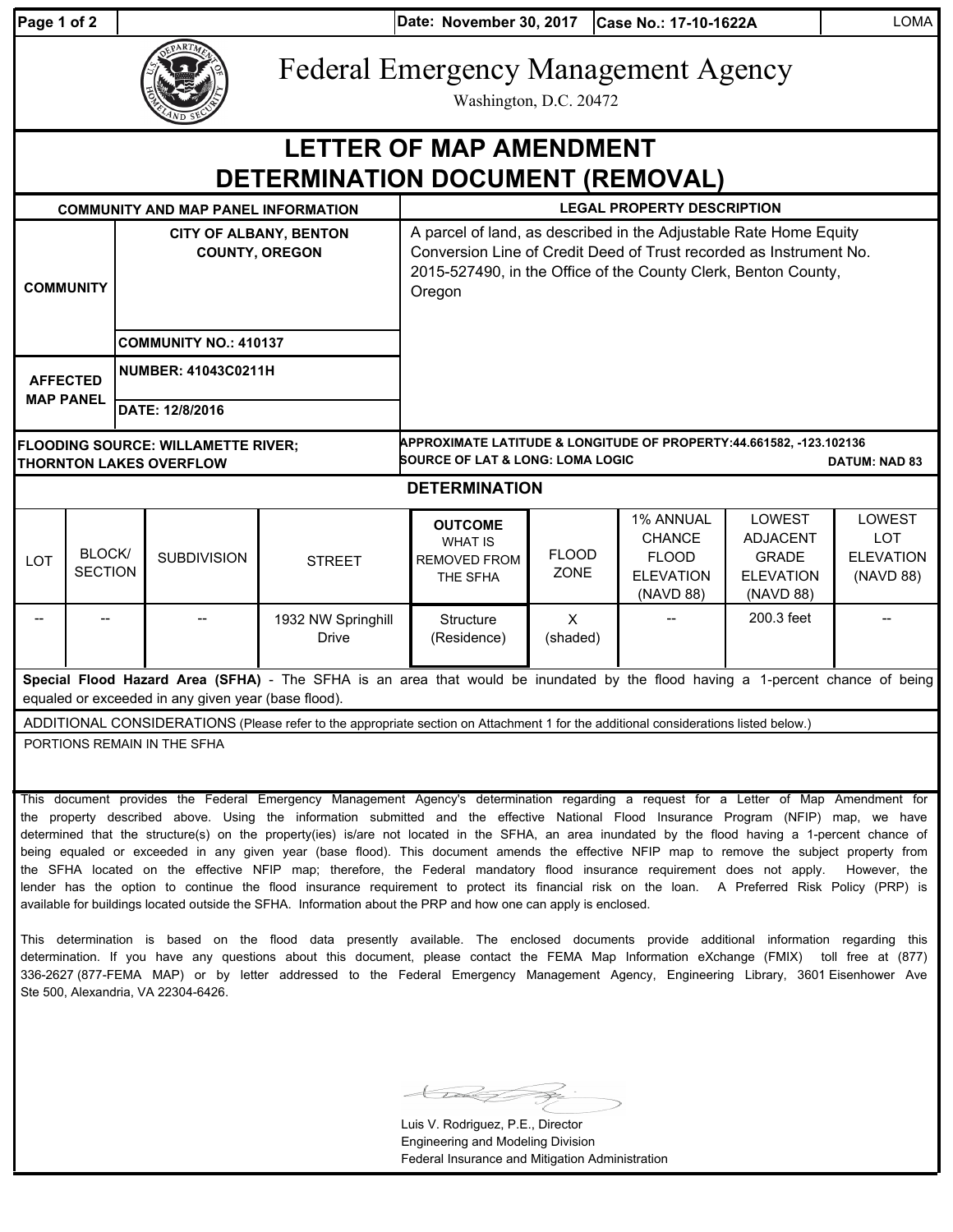| Date: November 30, 2017 | Case No.: 17-10-1622A | LOMA |
|---|---|---|

# Federal Emergency Management Agency

Washington, D.C. 20472

# LETTER OF MAP AMENDMENT DETERMINATION DOCUMENT (REMOVAL)

| COMMUNITY AND MAP PANEL INFORMATION | | LEGAL PROPERTY DESCRIPTION |
|---|---|---|
| COMMUNITY | CITY OF ALBANY, BENTON COUNTY, OREGON | A parcel of land, as described in the Adjustable Rate Home Equity Conversion Line of Credit Deed of Trust recorded as Instrument No. 2015-527490, in the Office of the County Clerk, Benton County, Oregon |
| | COMMUNITY NO.: 410137 | |
| AFFECTED MAP PANEL | NUMBER: 41043C0211H | |
| | DATE: 12/8/2016 | |

**FLOODING SOURCE:** WILLAMETTE RIVER; THORNTON LAKES OVERFLOW

**APPROXIMATE LATITUDE & LONGITUDE OF PROPERTY:** 44.661582, -123.102136

**SOURCE OF LAT & LONG:** LOMA LOGIC **DATUM:** NAD 83

## DETERMINATION

| LOT | BLOCK/ SECTION | SUBDIVISION | STREET | OUTCOME WHAT IS REMOVED FROM THE SFHA | FLOOD ZONE | 1% ANNUAL CHANCE FLOOD ELEVATION (NAVD 88) | LOWEST ADJACENT GRADE ELEVATION (NAVD 88) | LOWEST LOT ELEVATION (NAVD 88) |
|---|---|---|---|---|---|---|---|---|
| -- | -- | -- | 1932 NW Springhill Drive | Structure (Residence) | X (shaded) | -- | 200.3 feet | -- |

**Special Flood Hazard Area (SFHA)** - The SFHA is an area that would be inundated by the flood having a 1-percent chance of being equaled or exceeded in any given year (base flood).

ADDITIONAL CONSIDERATIONS (Please refer to the appropriate section on Attachment 1 for the additional considerations listed below.)

PORTIONS REMAIN IN THE SFHA

This document provides the Federal Emergency Management Agency's determination regarding a request for a Letter of Map Amendment for the property described above. Using the information submitted and the effective National Flood Insurance Program (NFIP) map, we have determined that the structure(s) on the property(ies) is/are not located in the SFHA, an area inundated by the flood having a 1-percent chance of being equaled or exceeded in any given year (base flood). This document amends the effective NFIP map to remove the subject property from the SFHA located on the effective NFIP map; therefore, the Federal mandatory flood insurance requirement does not apply. However, the lender has the option to continue the flood insurance requirement to protect its financial risk on the loan. A Preferred Risk Policy (PRP) is available for buildings located outside the SFHA. Information about the PRP and how one can apply is enclosed.

This determination is based on the flood data presently available. The enclosed documents provide additional information regarding this determination. If you have any questions about this document, please contact the FEMA Map Information eXchange (FMIX) toll free at (877) 336-2627 (877-FEMA MAP) or by letter addressed to the Federal Emergency Management Agency, Engineering Library, 3601 Eisenhower Ave Ste 500, Alexandria, VA 22304-6426.

Luis V. Rodriguez, P.E., Director
Engineering and Modeling Division
Federal Insurance and Mitigation Administration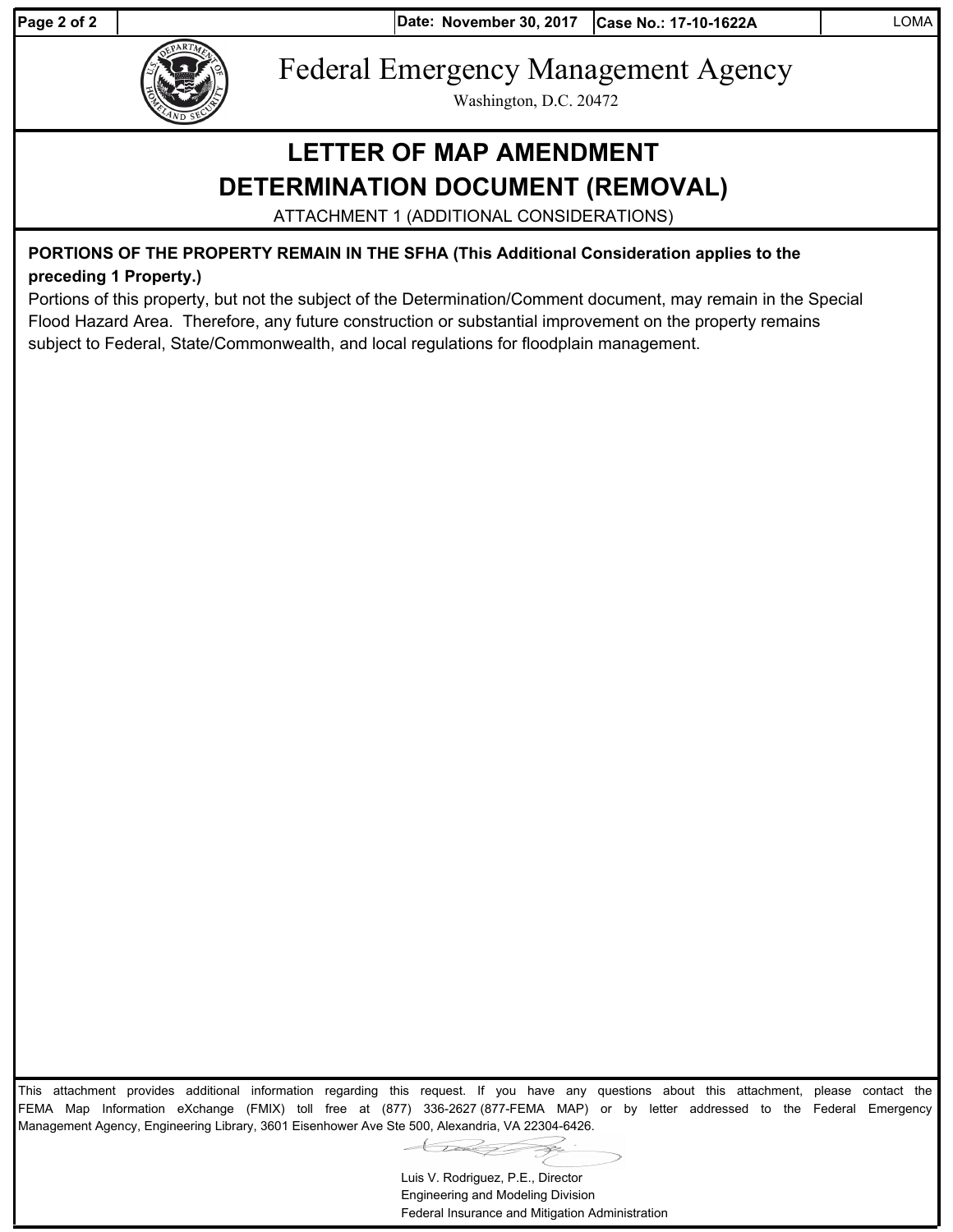Date: November 30, 2017 | Case No.: 17-10-1622A | LOMA

Federal Emergency Management Agency

Washington, D.C. 20472

# LETTER OF MAP AMENDMENT
# DETERMINATION DOCUMENT (REMOVAL)

ATTACHMENT 1 (ADDITIONAL CONSIDERATIONS)

**PORTIONS OF THE PROPERTY REMAIN IN THE SFHA (This Additional Consideration applies to the preceding 1 Property.)**

Portions of this property, but not the subject of the Determination/Comment document, may remain in the Special Flood Hazard Area. Therefore, any future construction or substantial improvement on the property remains subject to Federal, State/Commonwealth, and local regulations for floodplain management.

This attachment provides additional information regarding this request. If you have any questions about this attachment, please contact the FEMA Map Information eXchange (FMIX) toll free at (877) 336-2627 (877-FEMA MAP) or by letter addressed to the Federal Emergency Management Agency, Engineering Library, 3601 Eisenhower Ave Ste 500, Alexandria, VA 22304-6426.

Luis V. Rodriguez, P.E., Director
Engineering and Modeling Division
Federal Insurance and Mitigation Administration